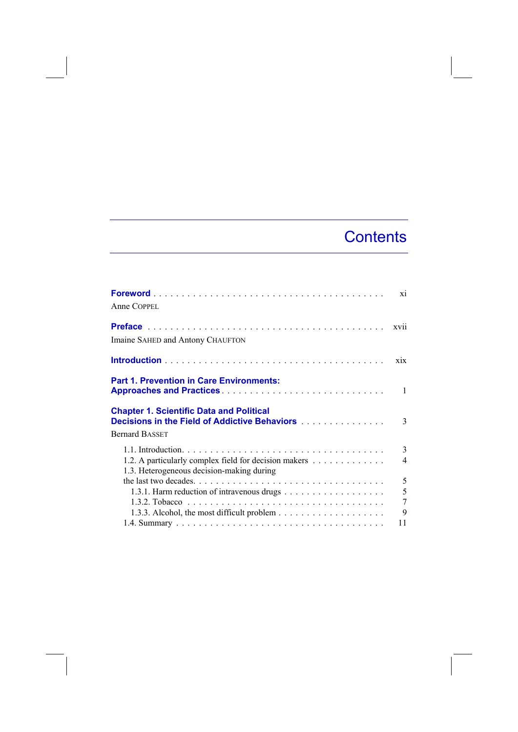# Contents

**Foreword** . . . . . . . . . . . . . . . . . . . . . . . . . . . . . . . . . . . . . . . . xi
Anne COPPEL

**Preface** . . . . . . . . . . . . . . . . . . . . . . . . . . . . . . . . . . . . . . . . xvii
Imaine SAHED and Antony CHAUFTON

**Introduction** . . . . . . . . . . . . . . . . . . . . . . . . . . . . . . . . . . . . . . xix

**Part 1. Prevention in Care Environments: Approaches and Practices** . . . . . . . . . . . . . . . . . . . . . . . . . . . . 1

**Chapter 1. Scientific Data and Political Decisions in the Field of Addictive Behaviors** . . . . . . . . . . . . . . . 3
Bernard BASSET

- 1.1. Introduction. . . . . . . . . . . . . . . . . . . . . . . . . . . . . . . . . . . . . 3
- 1.2. A particularly complex field for decision makers . . . . . . . . . . . . . 4
- 1.3. Heterogeneous decision-making during the last two decades. . . . . . . . . . . . . . . . . . . . . . . . . . . . . . . . . 5
  - 1.3.1. Harm reduction of intravenous drugs . . . . . . . . . . . . . . . . . . 5
  - 1.3.2. Tobacco . . . . . . . . . . . . . . . . . . . . . . . . . . . . . . . . . . 7
  - 1.3.3. Alcohol, the most difficult problem . . . . . . . . . . . . . . . . . . 9
- 1.4. Summary . . . . . . . . . . . . . . . . . . . . . . . . . . . . . . . . . . . . 11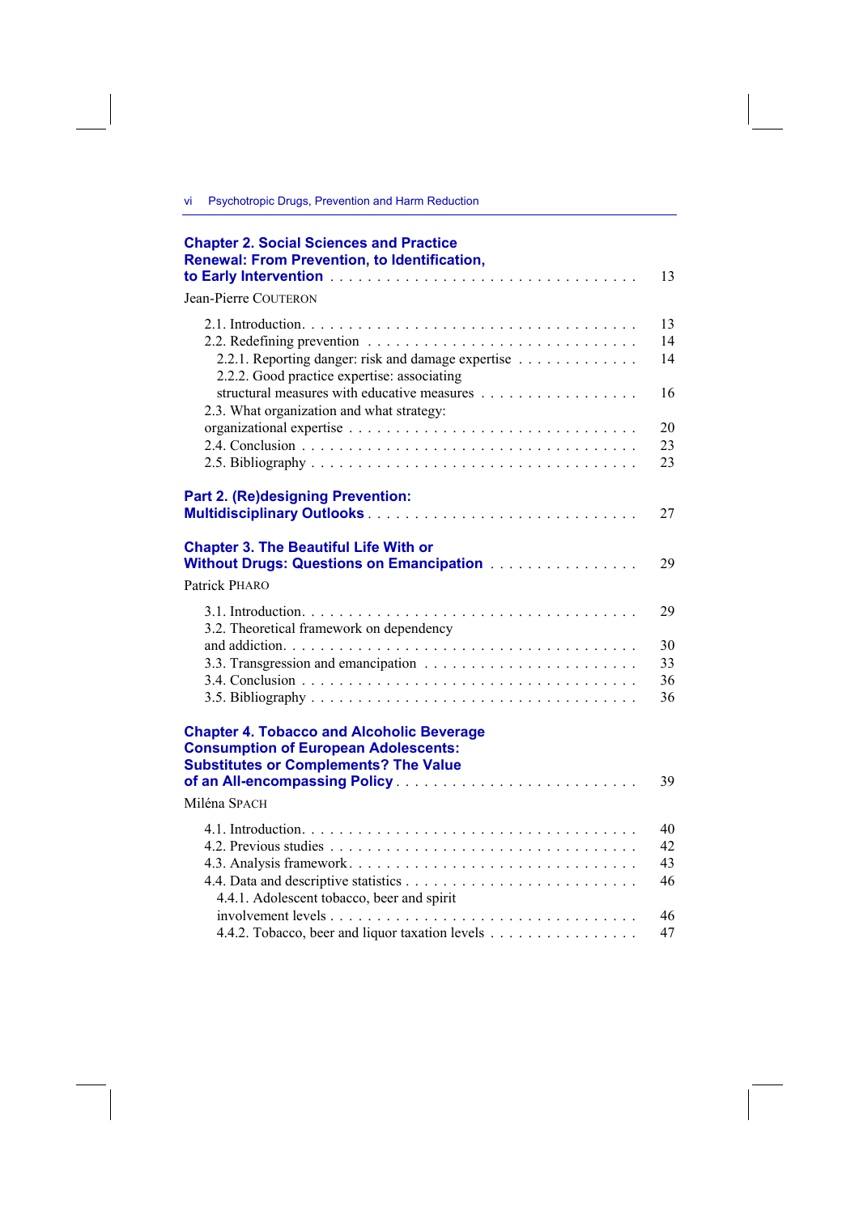**Chapter 2. Social Sciences and Practice Renewal: From Prevention, to Identification, to Early Intervention** . . . . . . . . . . 13

Jean-Pierre COUTERON

- 2.1. Introduction. . . . . . . . . . 13
- 2.2. Redefining prevention . . . . . . . . . . 14
  - 2.2.1. Reporting danger: risk and damage expertise . . . . . . . . . . 14
  - 2.2.2. Good practice expertise: associating structural measures with educative measures . . . . . . . . . . 16
- 2.3. What organization and what strategy: organizational expertise . . . . . . . . . . 20
- 2.4. Conclusion . . . . . . . . . . 23
- 2.5. Bibliography . . . . . . . . . . 23

**Part 2. (Re)designing Prevention: Multidisciplinary Outlooks** . . . . . . . . . . 27

**Chapter 3. The Beautiful Life With or Without Drugs: Questions on Emancipation** . . . . . . . . . . 29

Patrick PHARO

- 3.1. Introduction. . . . . . . . . . 29
- 3.2. Theoretical framework on dependency and addiction. . . . . . . . . . 30
- 3.3. Transgression and emancipation . . . . . . . . . . 33
- 3.4. Conclusion . . . . . . . . . . 36
- 3.5. Bibliography . . . . . . . . . . 36

**Chapter 4. Tobacco and Alcoholic Beverage Consumption of European Adolescents: Substitutes or Complements? The Value of an All-encompassing Policy** . . . . . . . . . . 39

Miléna SPACH

- 4.1. Introduction. . . . . . . . . . 40
- 4.2. Previous studies . . . . . . . . . . 42
- 4.3. Analysis framework. . . . . . . . . . 43
- 4.4. Data and descriptive statistics . . . . . . . . . . 46
  - 4.4.1. Adolescent tobacco, beer and spirit involvement levels . . . . . . . . . . 46
  - 4.4.2. Tobacco, beer and liquor taxation levels . . . . . . . . . . 47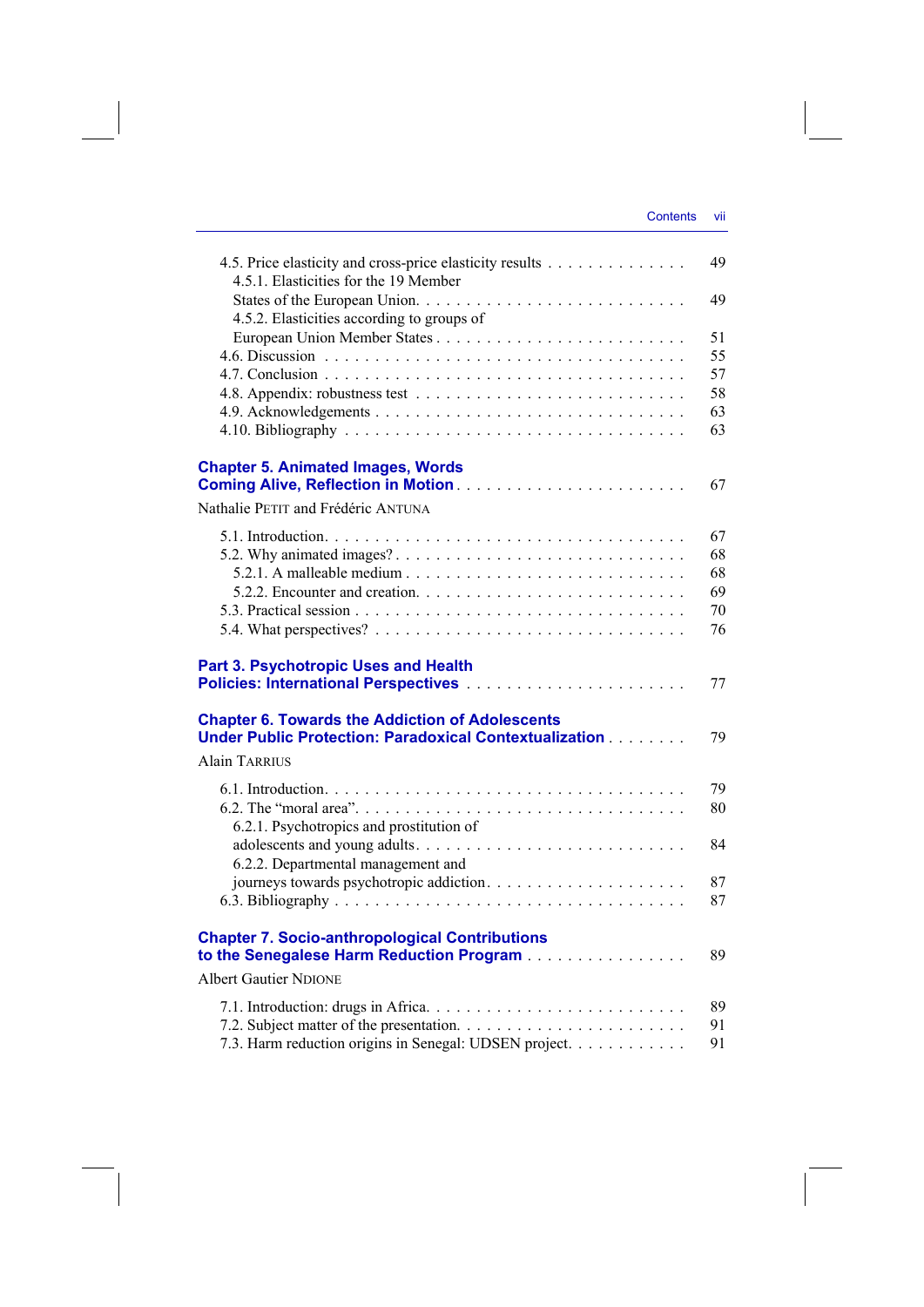4.5. Price elasticity and cross-price elasticity results . . . . . . . . . . . . . . 49
4.5.1. Elasticities for the 19 Member States of the European Union. . . . . . . . . . . . . . . . . . . . . . . . . . 49
4.5.2. Elasticities according to groups of European Union Member States . . . . . . . . . . . . . . . . . . . . . . . . 51
4.6. Discussion . . . . . . . . . . . . . . . . . . . . . . . . . . . . . . . . . 55
4.7. Conclusion . . . . . . . . . . . . . . . . . . . . . . . . . . . . . . . . . 57
4.8. Appendix: robustness test . . . . . . . . . . . . . . . . . . . . . . . . . 58
4.9. Acknowledgements . . . . . . . . . . . . . . . . . . . . . . . . . . . . . 63
4.10. Bibliography . . . . . . . . . . . . . . . . . . . . . . . . . . . . . . . 63

**Chapter 5. Animated Images, Words Coming Alive, Reflection in Motion** . . . . . . . . . . . . . . . . . . . . . . . 67

Nathalie PETIT and Frédéric ANTUNA

5.1. Introduction. . . . . . . . . . . . . . . . . . . . . . . . . . . . . . . . . 67
5.2. Why animated images? . . . . . . . . . . . . . . . . . . . . . . . . . . . 68
5.2.1. A malleable medium . . . . . . . . . . . . . . . . . . . . . . . . . . 68
5.2.2. Encounter and creation. . . . . . . . . . . . . . . . . . . . . . . . . 69
5.3. Practical session . . . . . . . . . . . . . . . . . . . . . . . . . . . . . . 70
5.4. What perspectives? . . . . . . . . . . . . . . . . . . . . . . . . . . . . . 76

**Part 3. Psychotropic Uses and Health Policies: International Perspectives** . . . . . . . . . . . . . . . . . . . . . . 77

**Chapter 6. Towards the Addiction of Adolescents Under Public Protection: Paradoxical Contextualization** . . . . . . . . 79

Alain TARRIUS

6.1. Introduction. . . . . . . . . . . . . . . . . . . . . . . . . . . . . . . . . 79
6.2. The “moral area”. . . . . . . . . . . . . . . . . . . . . . . . . . . . . . 80
6.2.1. Psychotropics and prostitution of adolescents and young adults. . . . . . . . . . . . . . . . . . . . . . . . . 84
6.2.2. Departmental management and journeys towards psychotropic addiction. . . . . . . . . . . . . . . . . . . . 87
6.3. Bibliography . . . . . . . . . . . . . . . . . . . . . . . . . . . . . . . . 87

**Chapter 7. Socio-anthropological Contributions to the Senegalese Harm Reduction Program** . . . . . . . . . . . . . . . . 89

Albert Gautier NDIONE

7.1. Introduction: drugs in Africa. . . . . . . . . . . . . . . . . . . . . . . . 89
7.2. Subject matter of the presentation. . . . . . . . . . . . . . . . . . . . . . 91
7.3. Harm reduction origins in Senegal: UDSEN project. . . . . . . . . . . . 91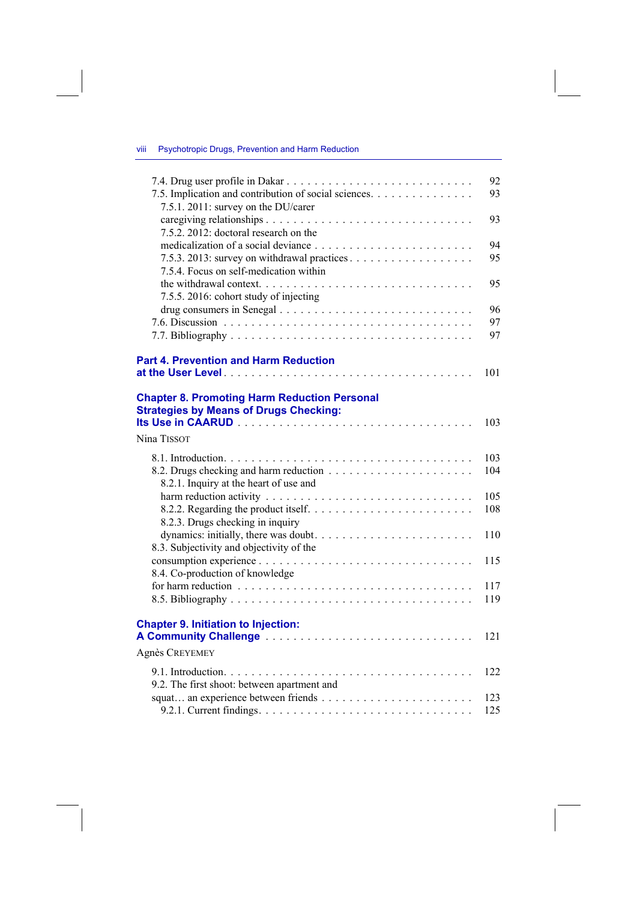7.4. Drug user profile in Dakar . . . . . . . . . . . . . . . . . . . . . . . . . . 92
7.5. Implication and contribution of social sciences. . . . . . . . . . . . . . 93
7.5.1. 2011: survey on the DU/carer caregiving relationships . . . . . . . . . . . . . . . . . . . . . . . . . . . . . 93
7.5.2. 2012: doctoral research on the medicalization of a social deviance . . . . . . . . . . . . . . . . . . . . . . 94
7.5.3. 2013: survey on withdrawal practices . . . . . . . . . . . . . . . . . . 95
7.5.4. Focus on self-medication within the withdrawal context. . . . . . . . . . . . . . . . . . . . . . . . . . . . . 95
7.5.5. 2016: cohort study of injecting drug consumers in Senegal . . . . . . . . . . . . . . . . . . . . . . . . . 96
7.6. Discussion . . . . . . . . . . . . . . . . . . . . . . . . . . . . . . . . . . . 97
7.7. Bibliography . . . . . . . . . . . . . . . . . . . . . . . . . . . . . . . . . 97

## Part 4. Prevention and Harm Reduction at the User Level . . . . . . . . . . . . . . . . . . . . . . . . . . . . . . . . . . 101

### Chapter 8. Promoting Harm Reduction Personal Strategies by Means of Drugs Checking: Its Use in CAARUD . . . . . . . . . . . . . . . . . . . . . . . . . . . . . . . . 103

Nina TISSOT

8.1. Introduction. . . . . . . . . . . . . . . . . . . . . . . . . . . . . . . . . . 103
8.2. Drugs checking and harm reduction . . . . . . . . . . . . . . . . . . . . 104
8.2.1. Inquiry at the heart of use and harm reduction activity . . . . . . . . . . . . . . . . . . . . . . . . . . . . 105
8.2.2. Regarding the product itself. . . . . . . . . . . . . . . . . . . . . . . . 108
8.2.3. Drugs checking in inquiry dynamics: initially, there was doubt. . . . . . . . . . . . . . . . . . . . . . . 110
8.3. Subjectivity and objectivity of the consumption experience . . . . . . . . . . . . . . . . . . . . . . . . . . . . . 115
8.4. Co-production of knowledge for harm reduction . . . . . . . . . . . . . . . . . . . . . . . . . . . . . . . . 117
8.5. Bibliography . . . . . . . . . . . . . . . . . . . . . . . . . . . . . . . . . 119

### Chapter 9. Initiation to Injection: A Community Challenge . . . . . . . . . . . . . . . . . . . . . . . . . . . 121

Agnès CREYEMEY

9.1. Introduction. . . . . . . . . . . . . . . . . . . . . . . . . . . . . . . . . . 122
9.2. The first shoot: between apartment and squat… an experience between friends . . . . . . . . . . . . . . . . . . . . . . 123
9.2.1. Current findings. . . . . . . . . . . . . . . . . . . . . . . . . . . . . . . 125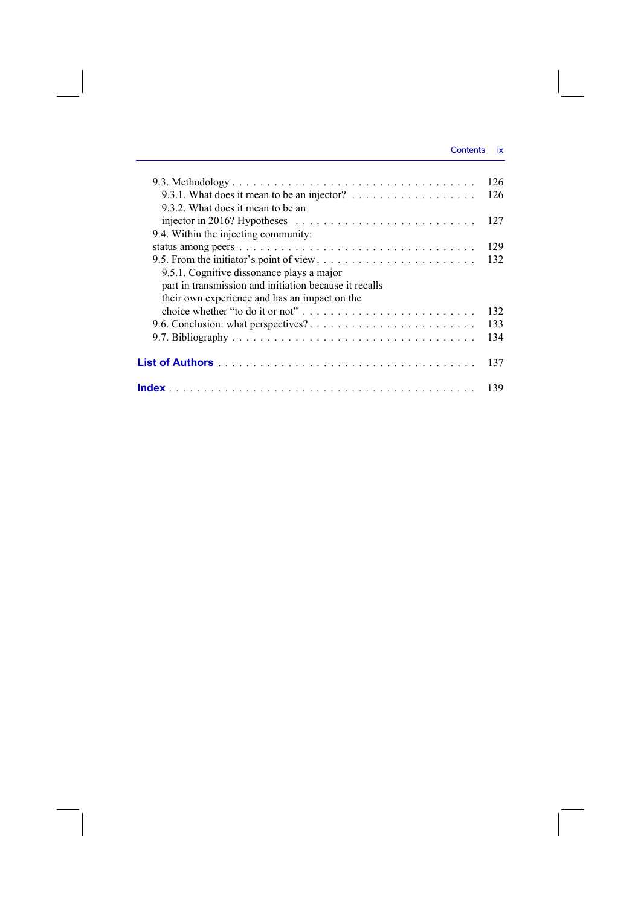9.3. Methodology . . . . . . . . . . 126

9.3.1. What does it mean to be an injector? . . . . . . . . . . 126

9.3.2. What does it mean to be an injector in 2016? Hypotheses . . . . . . . . . . 127

9.4. Within the injecting community: status among peers . . . . . . . . . . 129

9.5. From the initiator's point of view . . . . . . . . . . 132

9.5.1. Cognitive dissonance plays a major part in transmission and initiation because it recalls their own experience and has an impact on the choice whether "to do it or not" . . . . . . . . . . 132

9.6. Conclusion: what perspectives? . . . . . . . . . . 133

9.7. Bibliography . . . . . . . . . . 134

**List of Authors** . . . . . . . . . . 137

**Index** . . . . . . . . . . 139